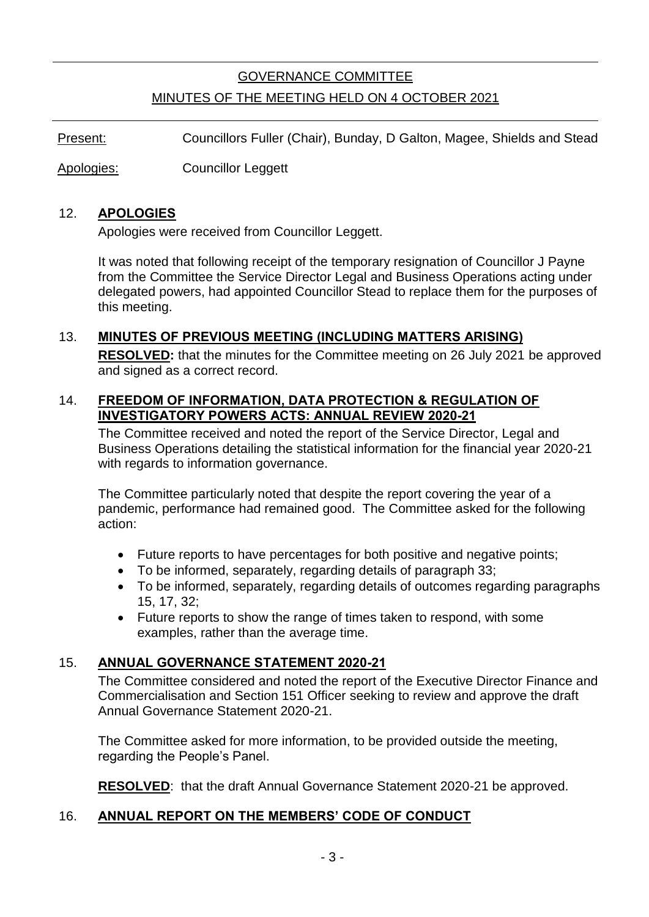# GOVERNANCE COMMITTEE

## MINUTES OF THE MEETING HELD ON 4 OCTOBER 2021

Present: Councillors Fuller (Chair), Bunday, D Galton, Magee, Shields and Stead

Apologies: Councillor Leggett

### 12. **APOLOGIES**

Apologies were received from Councillor Leggett.

It was noted that following receipt of the temporary resignation of Councillor J Payne from the Committee the Service Director Legal and Business Operations acting under delegated powers, had appointed Councillor Stead to replace them for the purposes of this meeting.

### 13. **MINUTES OF PREVIOUS MEETING (INCLUDING MATTERS ARISING)**

**RESOLVED:** that the minutes for the Committee meeting on 26 July 2021 be approved and signed as a correct record.

### 14. **FREEDOM OF INFORMATION, DATA PROTECTION & REGULATION OF INVESTIGATORY POWERS ACTS: ANNUAL REVIEW 2020-21**

The Committee received and noted the report of the Service Director, Legal and Business Operations detailing the statistical information for the financial year 2020-21 with regards to information governance.

The Committee particularly noted that despite the report covering the year of a pandemic, performance had remained good. The Committee asked for the following action:

- Future reports to have percentages for both positive and negative points;
- To be informed, separately, regarding details of paragraph 33;
- To be informed, separately, regarding details of outcomes regarding paragraphs 15, 17, 32;
- Future reports to show the range of times taken to respond, with some examples, rather than the average time.

### 15. **ANNUAL GOVERNANCE STATEMENT 2020-21**

The Committee considered and noted the report of the Executive Director Finance and Commercialisation and Section 151 Officer seeking to review and approve the draft Annual Governance Statement 2020-21.

The Committee asked for more information, to be provided outside the meeting, regarding the People's Panel.

**RESOLVED**: that the draft Annual Governance Statement 2020-21 be approved.

### 16. **ANNUAL REPORT ON THE MEMBERS' CODE OF CONDUCT**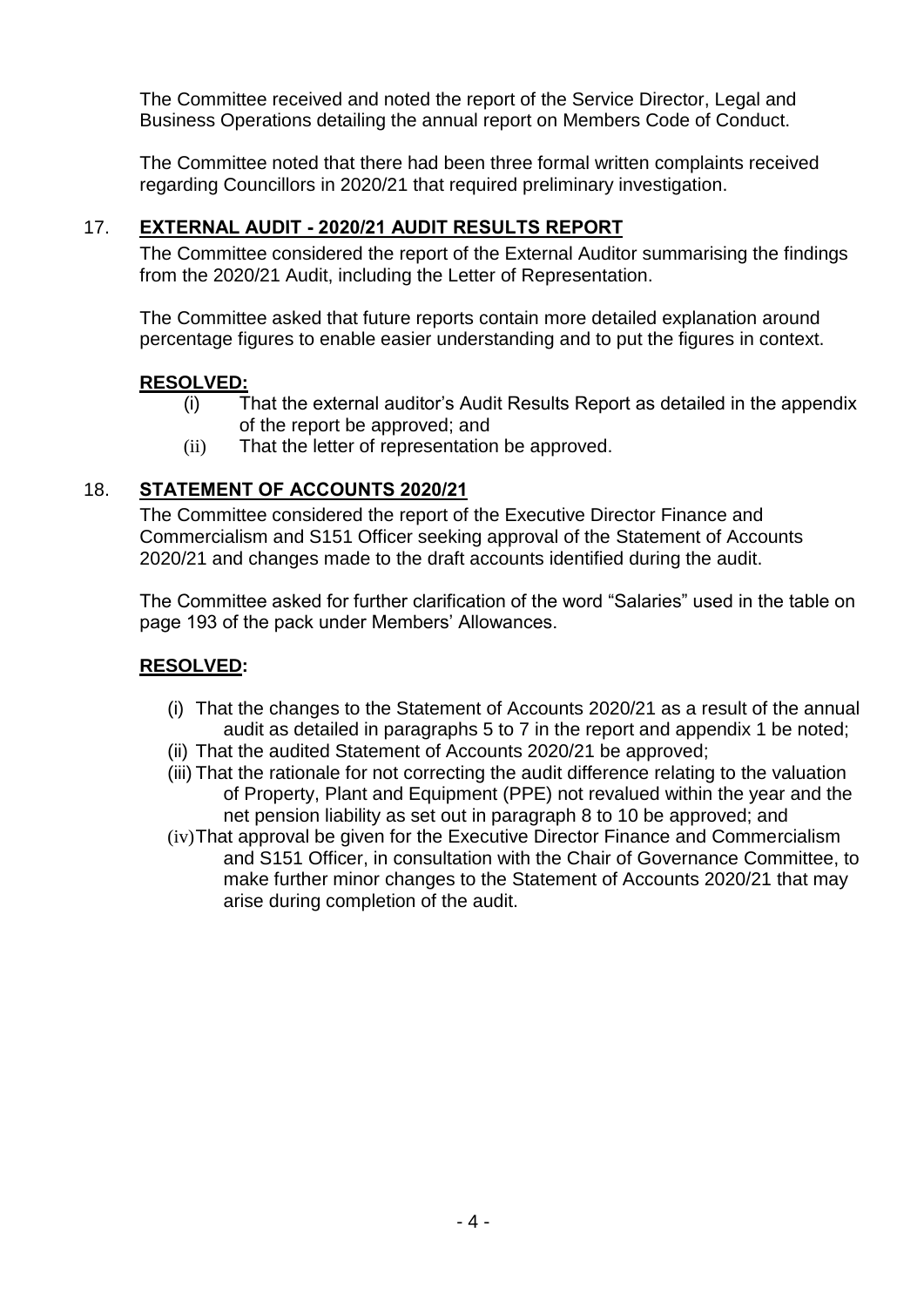The Committee received and noted the report of the Service Director, Legal and Business Operations detailing the annual report on Members Code of Conduct.

The Committee noted that there had been three formal written complaints received regarding Councillors in 2020/21 that required preliminary investigation.

## 17. EXTERNAL AUDIT - 2020/21 AUDIT RESULTS REPORT

The Committee considered the report of the External Auditor summarising the findings from the 2020/21 Audit, including the Letter of Representation.

The Committee asked that future reports contain more detailed explanation around percentage figures to enable easier understanding and to put the figures in context.

**RESOLVED:**

(i) That the external auditor's Audit Results Report as detailed in the appendix of the report be approved; and

(ii) That the letter of representation be approved.

## 18. STATEMENT OF ACCOUNTS 2020/21

The Committee considered the report of the Executive Director Finance and Commercialism and S151 Officer seeking approval of the Statement of Accounts 2020/21 and changes made to the draft accounts identified during the audit.

The Committee asked for further clarification of the word "Salaries" used in the table on page 193 of the pack under Members' Allowances.

**RESOLVED:**

(i) That the changes to the Statement of Accounts 2020/21 as a result of the annual audit as detailed in paragraphs 5 to 7 in the report and appendix 1 be noted;

(ii) That the audited Statement of Accounts 2020/21 be approved;

(iii) That the rationale for not correcting the audit difference relating to the valuation of Property, Plant and Equipment (PPE) not revalued within the year and the net pension liability as set out in paragraph 8 to 10 be approved; and

(iv) That approval be given for the Executive Director Finance and Commercialism and S151 Officer, in consultation with the Chair of Governance Committee, to make further minor changes to the Statement of Accounts 2020/21 that may arise during completion of the audit.